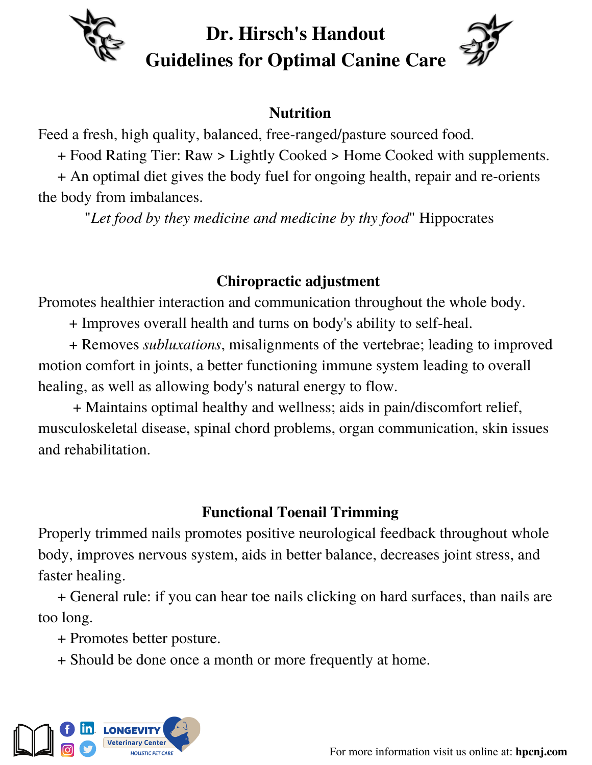# Dr. Hirsch's Handout
# Guidelines for Optimal Canine Care

## Nutrition

Feed a fresh, high quality, balanced, free-ranged/pasture sourced food.

+ Food Rating Tier: Raw > Lightly Cooked > Home Cooked with supplements.
+ An optimal diet gives the body fuel for ongoing health, repair and re-orients the body from imbalances.

"*Let food by they medicine and medicine by thy food*" Hippocrates

## Chiropractic adjustment

Promotes healthier interaction and communication throughout the whole body.

+ Improves overall health and turns on body's ability to self-heal.
+ Removes *subluxations*, misalignments of the vertebrae; leading to improved motion comfort in joints, a better functioning immune system leading to overall healing, as well as allowing body's natural energy to flow.
+ Maintains optimal healthy and wellness; aids in pain/discomfort relief, musculoskeletal disease, spinal chord problems, organ communication, skin issues and rehabilitation.

## Functional Toenail Trimming

Properly trimmed nails promotes positive neurological feedback throughout whole body, improves nervous system, aids in better balance, decreases joint stress, and faster healing.

+ General rule: if you can hear toe nails clicking on hard surfaces, than nails are too long.
+ Promotes better posture.
+ Should be done once a month or more frequently at home.

LONGEVITY Veterinary Center HOLISTIC PET CARE

For more information visit us online at: **hpcnj.com**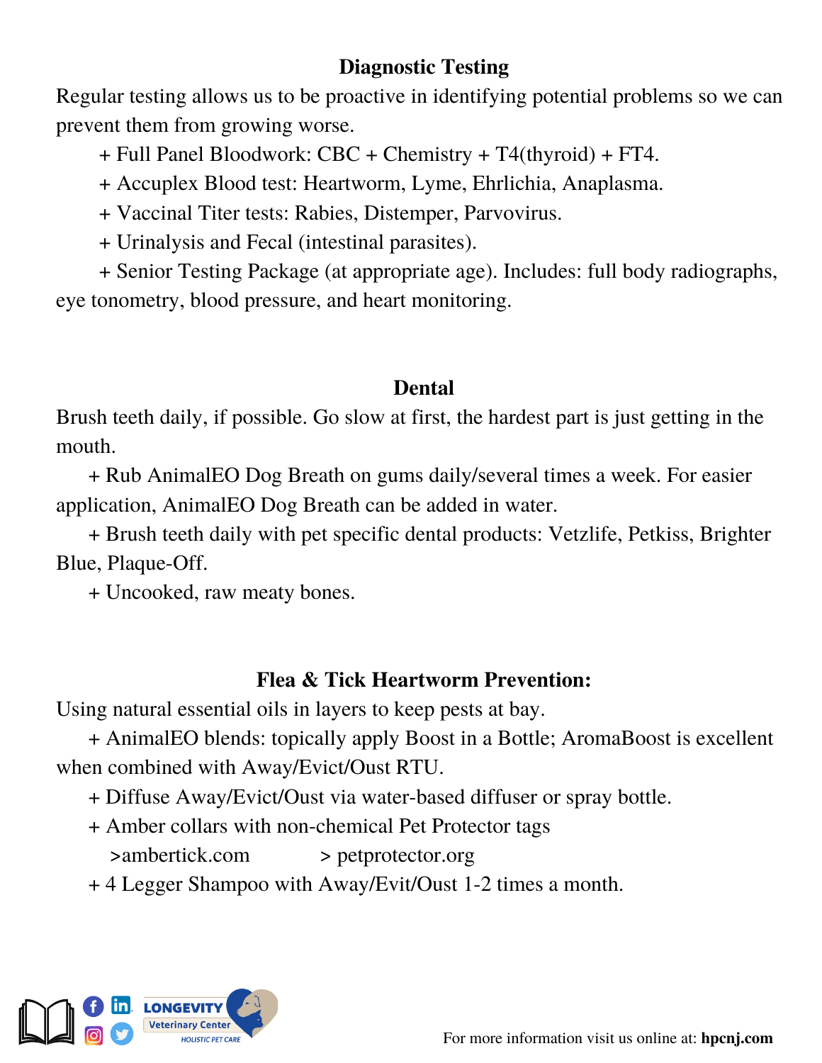## Diagnostic Testing

Regular testing allows us to be proactive in identifying potential problems so we can prevent them from growing worse.

+ Full Panel Bloodwork: CBC + Chemistry + T4(thyroid) + FT4.
+ Accuplex Blood test: Heartworm, Lyme, Ehrlichia, Anaplasma.
+ Vaccinal Titer tests: Rabies, Distemper, Parvovirus.
+ Urinalysis and Fecal (intestinal parasites).
+ Senior Testing Package (at appropriate age). Includes: full body radiographs, eye tonometry, blood pressure, and heart monitoring.

## Dental

Brush teeth daily, if possible. Go slow at first, the hardest part is just getting in the mouth.

+ Rub AnimalEO Dog Breath on gums daily/several times a week. For easier application, AnimalEO Dog Breath can be added in water.
+ Brush teeth daily with pet specific dental products: Vetzlife, Petkiss, Brighter Blue, Plaque-Off.
+ Uncooked, raw meaty bones.

## Flea & Tick Heartworm Prevention:

Using natural essential oils in layers to keep pests at bay.

+ AnimalEO blends: topically apply Boost in a Bottle; AromaBoost is excellent when combined with Away/Evict/Oust RTU.
+ Diffuse Away/Evict/Oust via water-based diffuser or spray bottle.
+ Amber collars with non-chemical Pet Protector tags
  >ambertick.com        > petprotector.org
+ 4 Legger Shampoo with Away/Evit/Oust 1-2 times a month.

LONGEVITY Veterinary Center HOLISTIC PET CARE

For more information visit us online at: **hpcnj.com**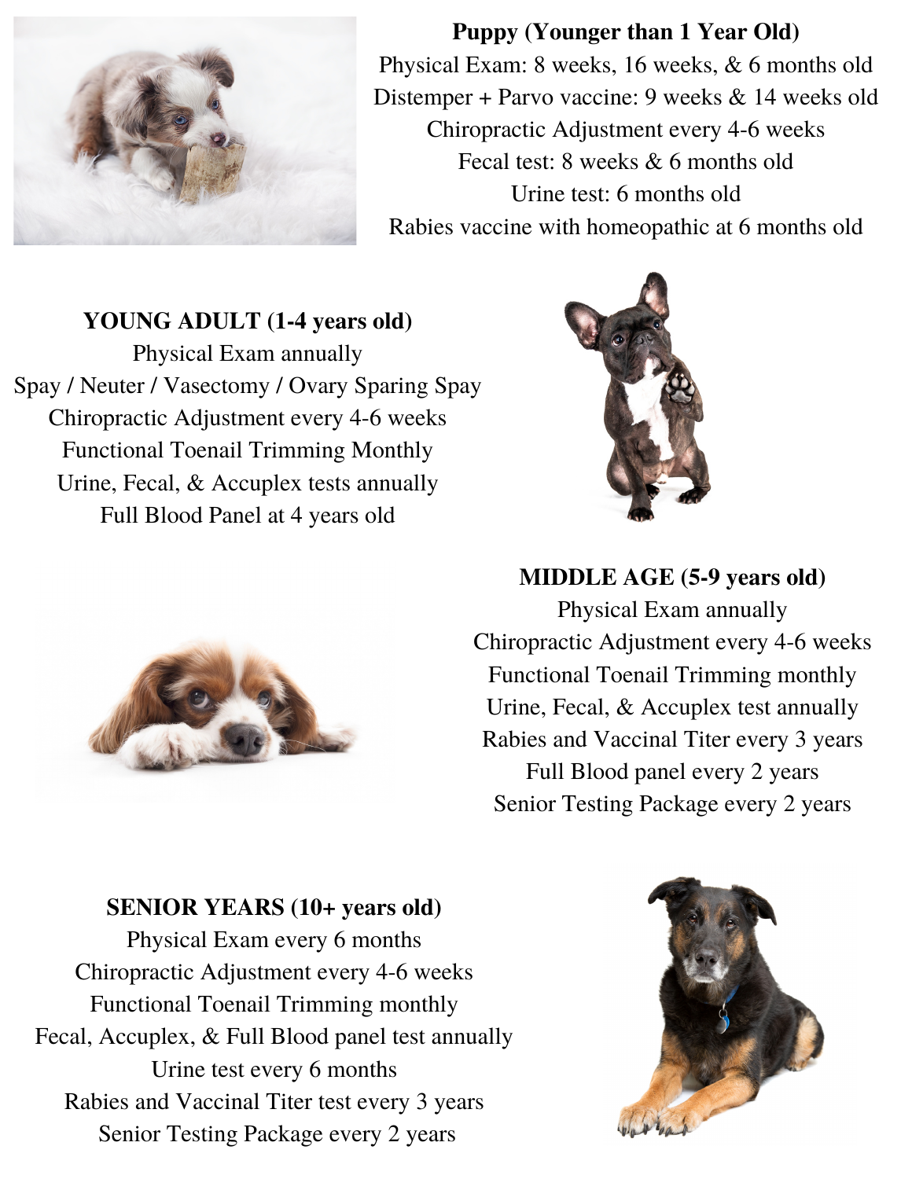**Puppy (Younger than 1 Year Old)**

Physical Exam: 8 weeks, 16 weeks, & 6 months old
Distemper + Parvo vaccine: 9 weeks & 14 weeks old
Chiropractic Adjustment every 4-6 weeks
Fecal test: 8 weeks & 6 months old
Urine test: 6 months old
Rabies vaccine with homeopathic at 6 months old

**YOUNG ADULT (1-4 years old)**

Physical Exam annually
Spay / Neuter / Vasectomy / Ovary Sparing Spay
Chiropractic Adjustment every 4-6 weeks
Functional Toenail Trimming Monthly
Urine, Fecal, & Accuplex tests annually
Full Blood Panel at 4 years old

**MIDDLE AGE (5-9 years old)**

Physical Exam annually
Chiropractic Adjustment every 4-6 weeks
Functional Toenail Trimming monthly
Urine, Fecal, & Accuplex test annually
Rabies and Vaccinal Titer every 3 years
Full Blood panel every 2 years
Senior Testing Package every 2 years

**SENIOR YEARS (10+ years old)**

Physical Exam every 6 months
Chiropractic Adjustment every 4-6 weeks
Functional Toenail Trimming monthly
Fecal, Accuplex, & Full Blood panel test annually
Urine test every 6 months
Rabies and Vaccinal Titer test every 3 years
Senior Testing Package every 2 years